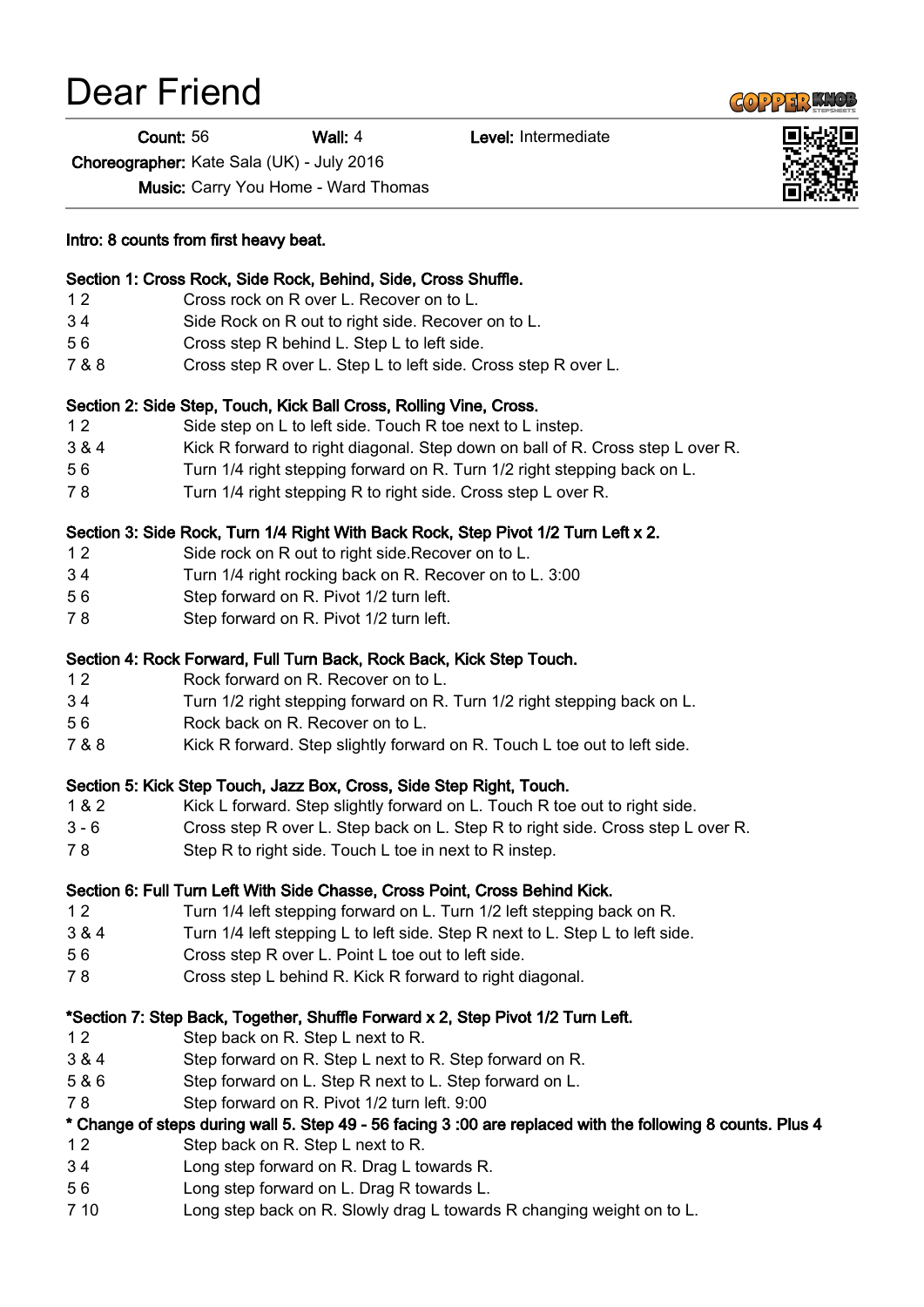# Dear Friend

**Count:** 56 **Wall:** 4 **Level:** Intermediate

**Choreographer:** Kate Sala (UK) - July 2016

**Music:** Carry You Home - Ward Thomas

**Intro: 8 counts from first heavy beat.**

**Section 1: Cross Rock, Side Rock, Behind, Side, Cross Shuffle.**

| | |
|---|---|
| 1 2 | Cross rock on R over L. Recover on to L. |
| 3 4 | Side Rock on R out to right side. Recover on to L. |
| 5 6 | Cross step R behind L. Step L to left side. |
| 7 & 8 | Cross step R over L. Step L to left side. Cross step R over L. |

**Section 2: Side Step, Touch, Kick Ball Cross, Rolling Vine, Cross.**

| | |
|---|---|
| 1 2 | Side step on L to left side. Touch R toe next to L instep. |
| 3 & 4 | Kick R forward to right diagonal. Step down on ball of R. Cross step L over R. |
| 5 6 | Turn 1/4 right stepping forward on R. Turn 1/2 right stepping back on L. |
| 7 8 | Turn 1/4 right stepping R to right side. Cross step L over R. |

**Section 3: Side Rock, Turn 1/4 Right With Back Rock, Step Pivot 1/2 Turn Left x 2.**

| | |
|---|---|
| 1 2 | Side rock on R out to right side.Recover on to L. |
| 3 4 | Turn 1/4 right rocking back on R. Recover on to L. 3:00 |
| 5 6 | Step forward on R. Pivot 1/2 turn left. |
| 7 8 | Step forward on R. Pivot 1/2 turn left. |

**Section 4: Rock Forward, Full Turn Back, Rock Back, Kick Step Touch.**

| | |
|---|---|
| 1 2 | Rock forward on R. Recover on to L. |
| 3 4 | Turn 1/2 right stepping forward on R. Turn 1/2 right stepping back on L. |
| 5 6 | Rock back on R. Recover on to L. |
| 7 & 8 | Kick R forward. Step slightly forward on R. Touch L toe out to left side. |

**Section 5: Kick Step Touch, Jazz Box, Cross, Side Step Right, Touch.**

| | |
|---|---|
| 1 & 2 | Kick L forward. Step slightly forward on L. Touch R toe out to right side. |
| 3 - 6 | Cross step R over L. Step back on L. Step R to right side. Cross step L over R. |
| 7 8 | Step R to right side. Touch L toe in next to R instep. |

**Section 6: Full Turn Left With Side Chasse, Cross Point, Cross Behind Kick.**

| | |
|---|---|
| 1 2 | Turn 1/4 left stepping forward on L. Turn 1/2 left stepping back on R. |
| 3 & 4 | Turn 1/4 left stepping L to left side. Step R next to L. Step L to left side. |
| 5 6 | Cross step R over L. Point L toe out to left side. |
| 7 8 | Cross step L behind R. Kick R forward to right diagonal. |

**\*Section 7: Step Back, Together, Shuffle Forward x 2, Step Pivot 1/2 Turn Left.**

| | |
|---|---|
| 1 2 | Step back on R. Step L next to R. |
| 3 & 4 | Step forward on R. Step L next to R. Step forward on R. |
| 5 & 6 | Step forward on L. Step R next to L. Step forward on L. |
| 7 8 | Step forward on R. Pivot 1/2 turn left. 9:00 |

**\* Change of steps during wall 5. Step 49 - 56 facing 3 :00 are replaced with the following 8 counts. Plus 4**

| | |
|---|---|
| 1 2 | Step back on R. Step L next to R. |
| 3 4 | Long step forward on R. Drag L towards R. |
| 5 6 | Long step forward on L. Drag R towards L. |
| 7 10 | Long step back on R. Slowly drag L towards R changing weight on to L. |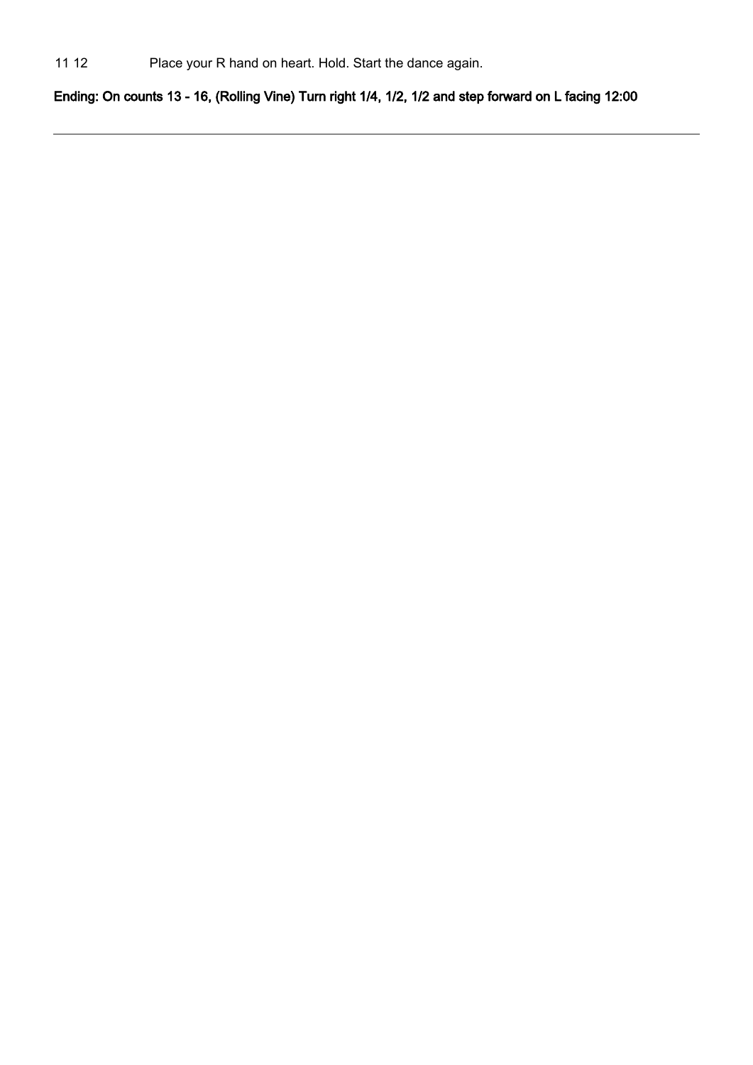11 12 Place your R hand on heart. Hold. Start the dance again.

**Ending: On counts 13 - 16, (Rolling Vine) Turn right 1/4, 1/2, 1/2 and step forward on L facing 12:00**

---